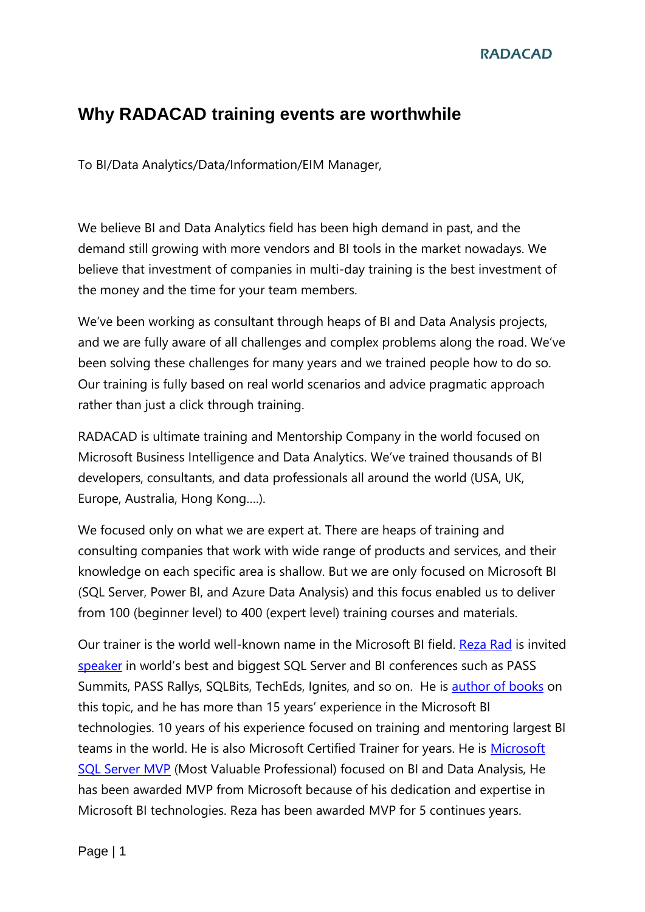# Why RADACAD training events are worthwhile

To BI/Data Analytics/Data/Information/EIM Manager,

We believe BI and Data Analytics field has been high demand in past, and the demand still growing with more vendors and BI tools in the market nowadays. We believe that investment of companies in multi-day training is the best investment of the money and the time for your team members.

We've been working as consultant through heaps of BI and Data Analysis projects, and we are fully aware of all challenges and complex problems along the road. We've been solving these challenges for many years and we trained people how to do so. Our training is fully based on real world scenarios and advice pragmatic approach rather than just a click through training.

RADACAD is ultimate training and Mentorship Company in the world focused on Microsoft Business Intelligence and Data Analytics. We've trained thousands of BI developers, consultants, and data professionals all around the world (USA, UK, Europe, Australia, Hong Kong….).

We focused only on what we are expert at. There are heaps of training and consulting companies that work with wide range of products and services, and their knowledge on each specific area is shallow. But we are only focused on Microsoft BI (SQL Server, Power BI, and Azure Data Analysis) and this focus enabled us to deliver from 100 (beginner level) to 400 (expert level) training courses and materials.

Our trainer is the world well-known name in the Microsoft BI field. Reza Rad is invited speaker in world's best and biggest SQL Server and BI conferences such as PASS Summits, PASS Rallys, SQLBits, TechEds, Ignites, and so on. He is author of books on this topic, and he has more than 15 years' experience in the Microsoft BI technologies. 10 years of his experience focused on training and mentoring largest BI teams in the world. He is also Microsoft Certified Trainer for years. He is Microsoft SQL Server MVP (Most Valuable Professional) focused on BI and Data Analysis, He has been awarded MVP from Microsoft because of his dedication and expertise in Microsoft BI technologies. Reza has been awarded MVP for 5 continues years.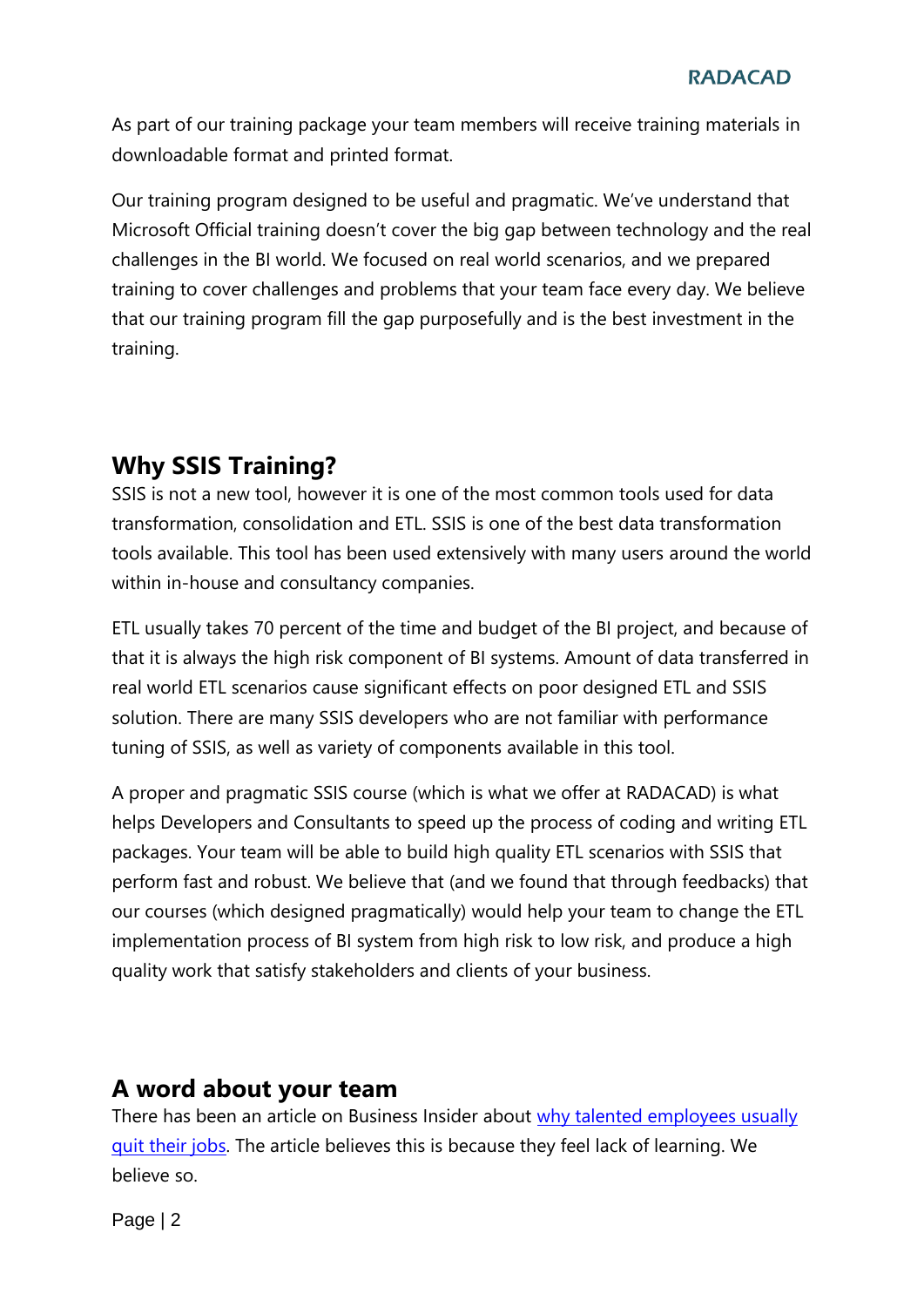As part of our training package your team members will receive training materials in downloadable format and printed format.

Our training program designed to be useful and pragmatic. We've understand that Microsoft Official training doesn't cover the big gap between technology and the real challenges in the BI world. We focused on real world scenarios, and we prepared training to cover challenges and problems that your team face every day. We believe that our training program fill the gap purposefully and is the best investment in the training.

## Why SSIS Training?

SSIS is not a new tool, however it is one of the most common tools used for data transformation, consolidation and ETL. SSIS is one of the best data transformation tools available. This tool has been used extensively with many users around the world within in-house and consultancy companies.

ETL usually takes 70 percent of the time and budget of the BI project, and because of that it is always the high risk component of BI systems. Amount of data transferred in real world ETL scenarios cause significant effects on poor designed ETL and SSIS solution. There are many SSIS developers who are not familiar with performance tuning of SSIS, as well as variety of components available in this tool.

A proper and pragmatic SSIS course (which is what we offer at RADACAD) is what helps Developers and Consultants to speed up the process of coding and writing ETL packages. Your team will be able to build high quality ETL scenarios with SSIS that perform fast and robust. We believe that (and we found that through feedbacks) that our courses (which designed pragmatically) would help your team to change the ETL implementation process of BI system from high risk to low risk, and produce a high quality work that satisfy stakeholders and clients of your business.

## A word about your team

There has been an article on Business Insider about [why talented employees usually quit their jobs](). The article believes this is because they feel lack of learning. We believe so.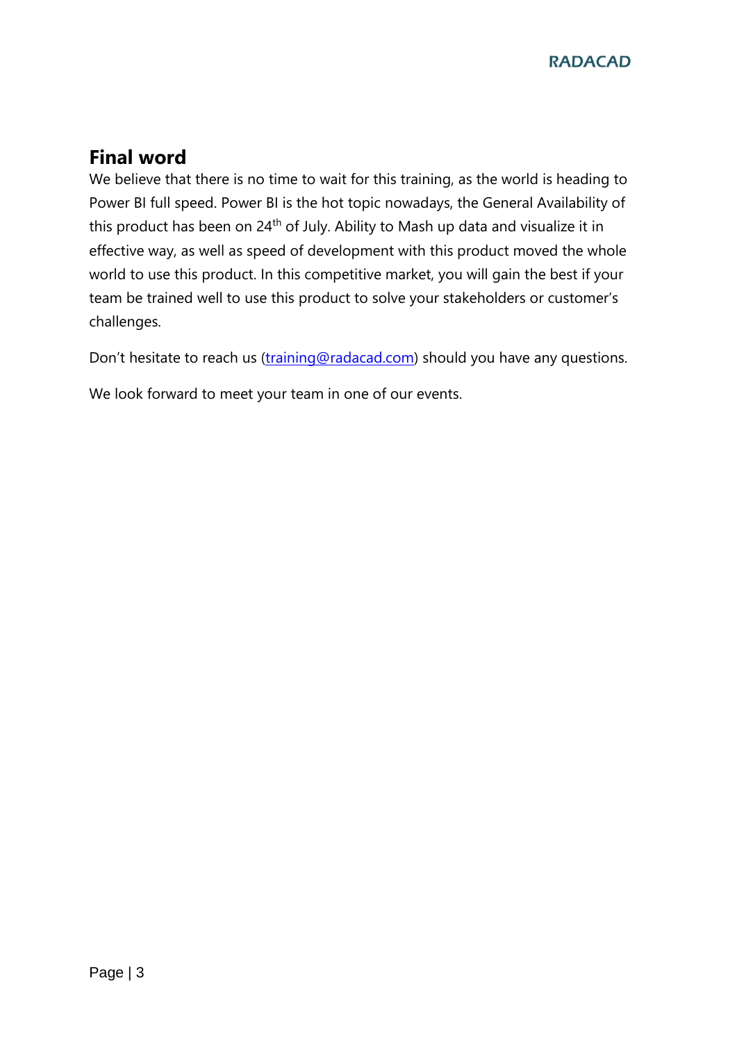## Final word

We believe that there is no time to wait for this training, as the world is heading to Power BI full speed. Power BI is the hot topic nowadays, the General Availability of this product has been on 24th of July. Ability to Mash up data and visualize it in effective way, as well as speed of development with this product moved the whole world to use this product. In this competitive market, you will gain the best if your team be trained well to use this product to solve your stakeholders or customer's challenges.

Don't hesitate to reach us (training@radacad.com) should you have any questions.

We look forward to meet your team in one of our events.